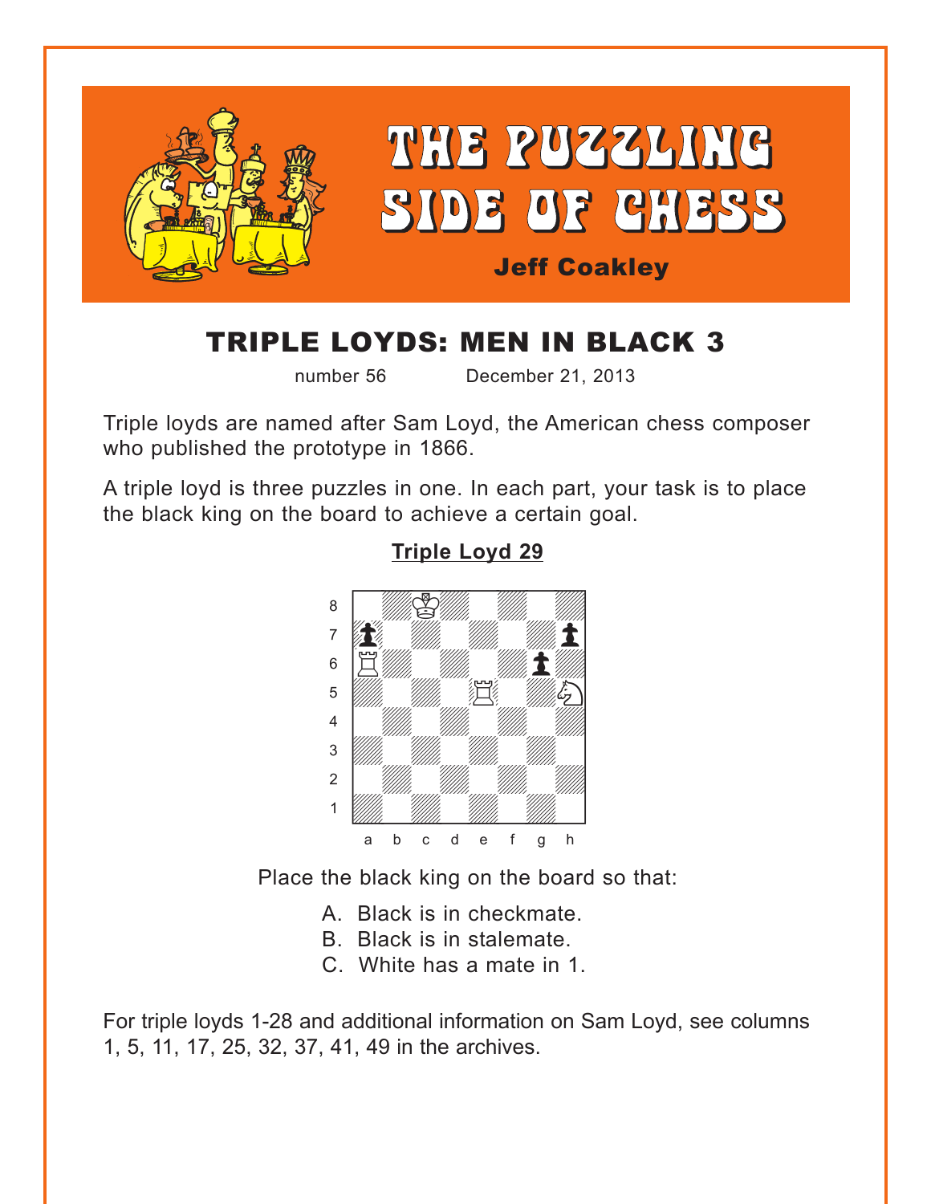# THE PUZZLING SIDE OF CHESS

**Jeff Coakley**

## TRIPLE LOYDS: MEN IN BLACK 3

number 56 December 21, 2013

Triple loyds are named after Sam Loyd, the American chess composer who published the prototype in 1866.

A triple loyd is three puzzles in one. In each part, your task is to place the black king on the board to achieve a certain goal.

### Triple Loyd 29

Place the black king on the board so that:

A. Black is in checkmate.
B. Black is in stalemate.
C. White has a mate in 1.

For triple loyds 1-28 and additional information on Sam Loyd, see columns 1, 5, 11, 17, 25, 32, 37, 41, 49 in the archives.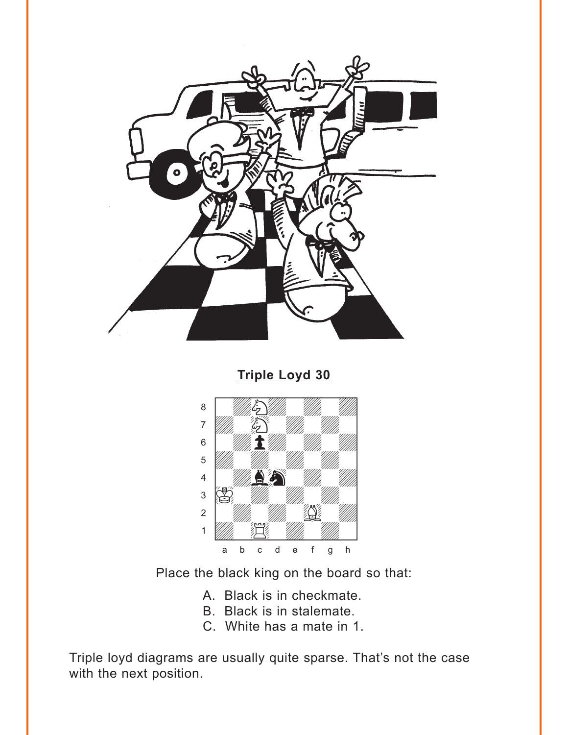**Triple Loyd 30**

Place the black king on the board so that:

A. Black is in checkmate.
B. Black is in stalemate.
C. White has a mate in 1.

Triple loyd diagrams are usually quite sparse. That's not the case with the next position.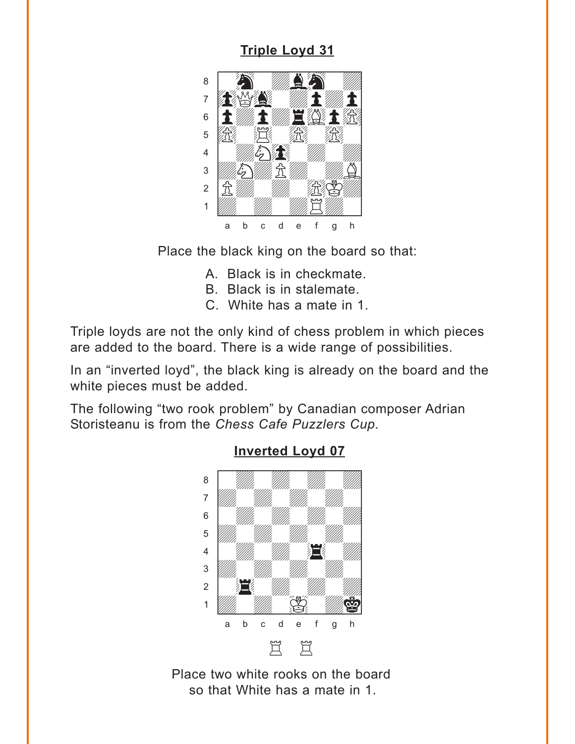**Triple Loyd 31**

Place the black king on the board so that:

A. Black is in checkmate.
B. Black is in stalemate.
C. White has a mate in 1.

Triple loyds are not the only kind of chess problem in which pieces are added to the board. There is a wide range of possibilities.

In an "inverted loyd", the black king is already on the board and the white pieces must be added.

The following "two rook problem" by Canadian composer Adrian Storisteanu is from the *Chess Cafe Puzzlers Cup*.

**Inverted Loyd 07**

Place two white rooks on the board so that White has a mate in 1.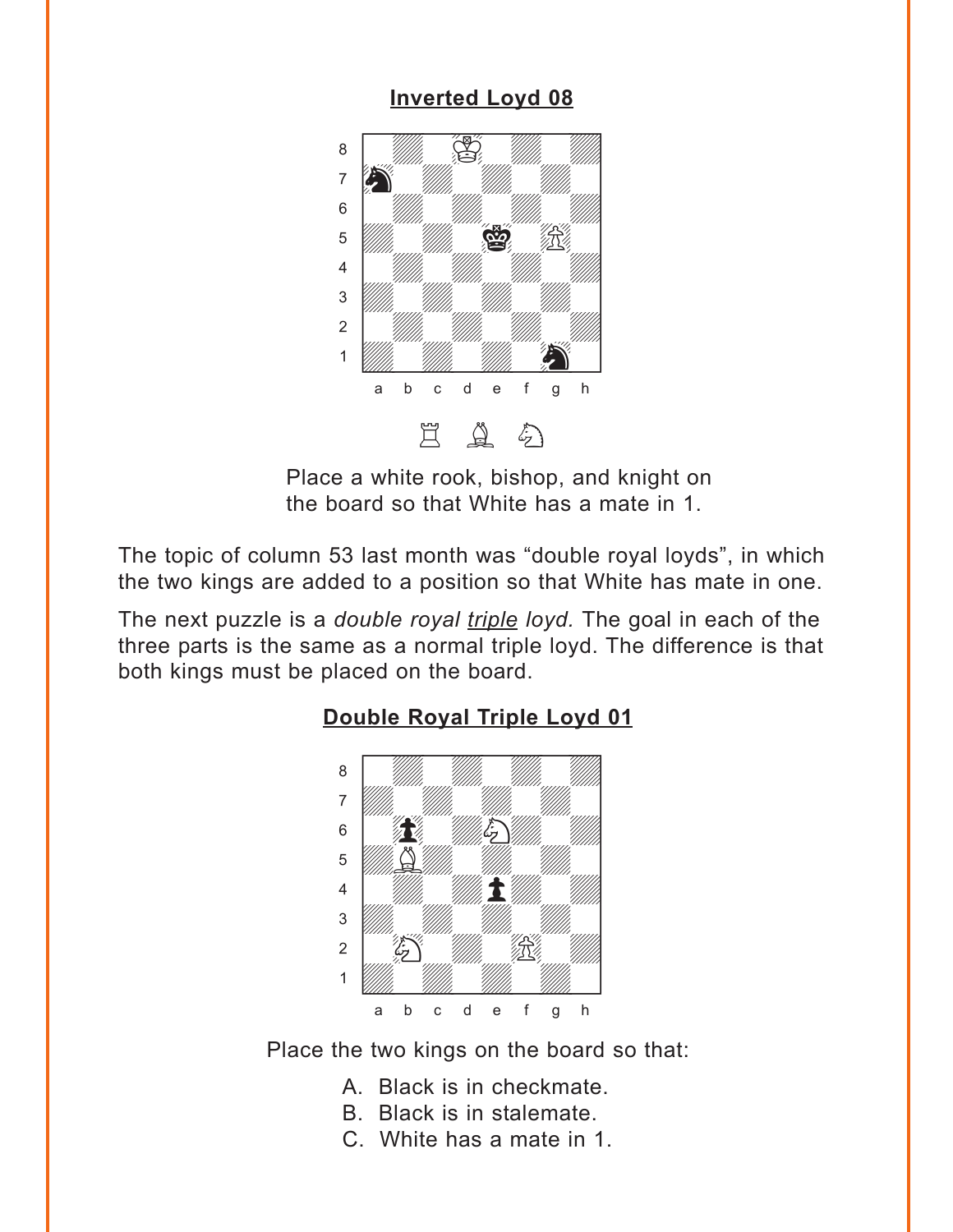**Inverted Loyd 08**

Place a white rook, bishop, and knight on the board so that White has a mate in 1.

The topic of column 53 last month was "double royal loyds", in which the two kings are added to a position so that White has mate in one.

The next puzzle is a *double royal triple loyd.* The goal in each of the three parts is the same as a normal triple loyd. The difference is that both kings must be placed on the board.

**Double Royal Triple Loyd 01**

Place the two kings on the board so that:

A. Black is in checkmate.
B. Black is in stalemate.
C. White has a mate in 1.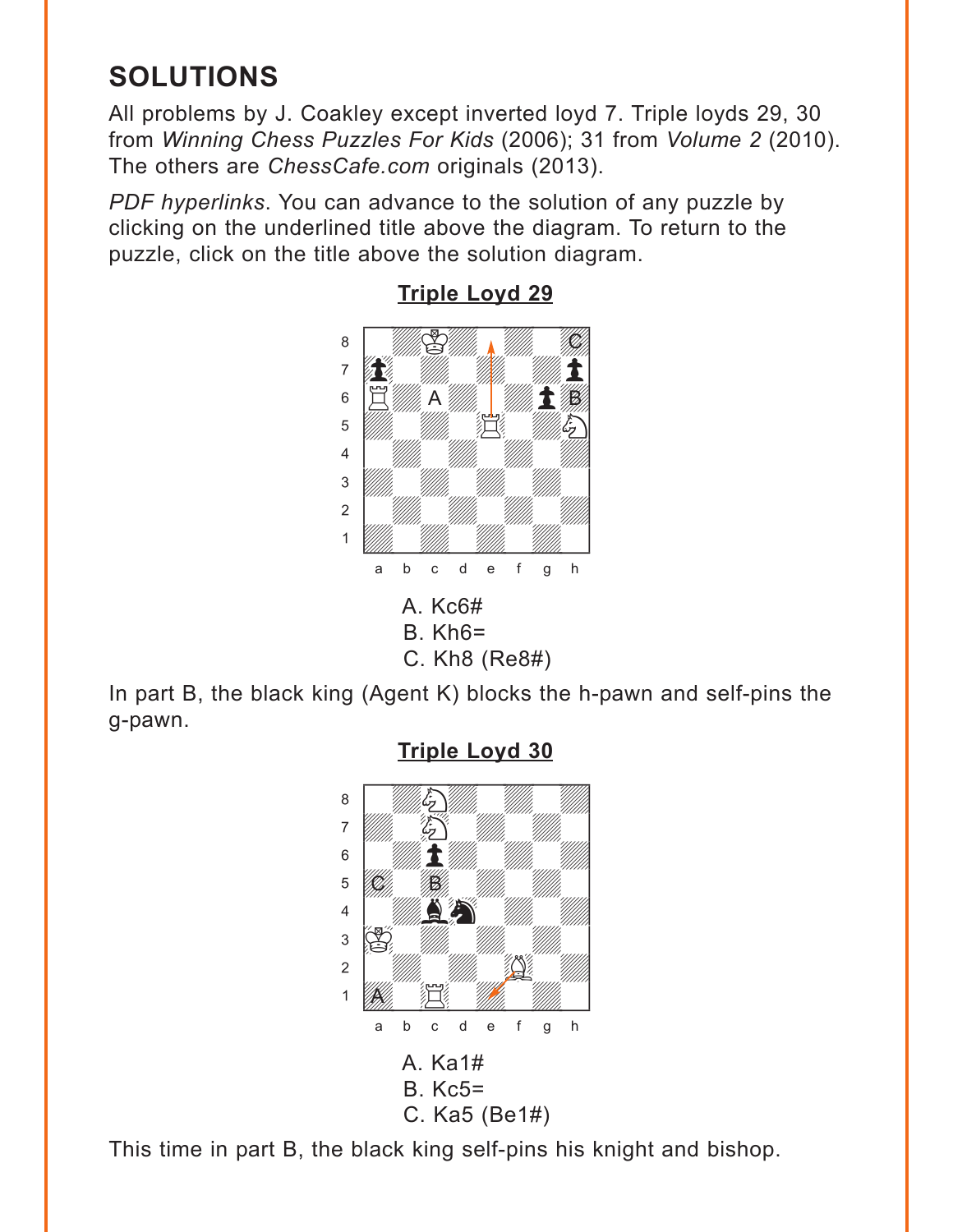## SOLUTIONS

All problems by J. Coakley except inverted loyd 7. Triple loyds 29, 30 from *Winning Chess Puzzles For Kids* (2006); 31 from *Volume 2* (2010). The others are *ChessCafe.com* originals (2013).

*PDF hyperlinks*. You can advance to the solution of any puzzle by clicking on the underlined title above the diagram. To return to the puzzle, click on the title above the solution diagram.

### Triple Loyd 29

A. Kc6#
B. Kh6=
C. Kh8 (Re8#)

In part B, the black king (Agent K) blocks the h-pawn and self-pins the g-pawn.

### Triple Loyd 30

A. Ka1#
B. Kc5=
C. Ka5 (Be1#)

This time in part B, the black king self-pins his knight and bishop.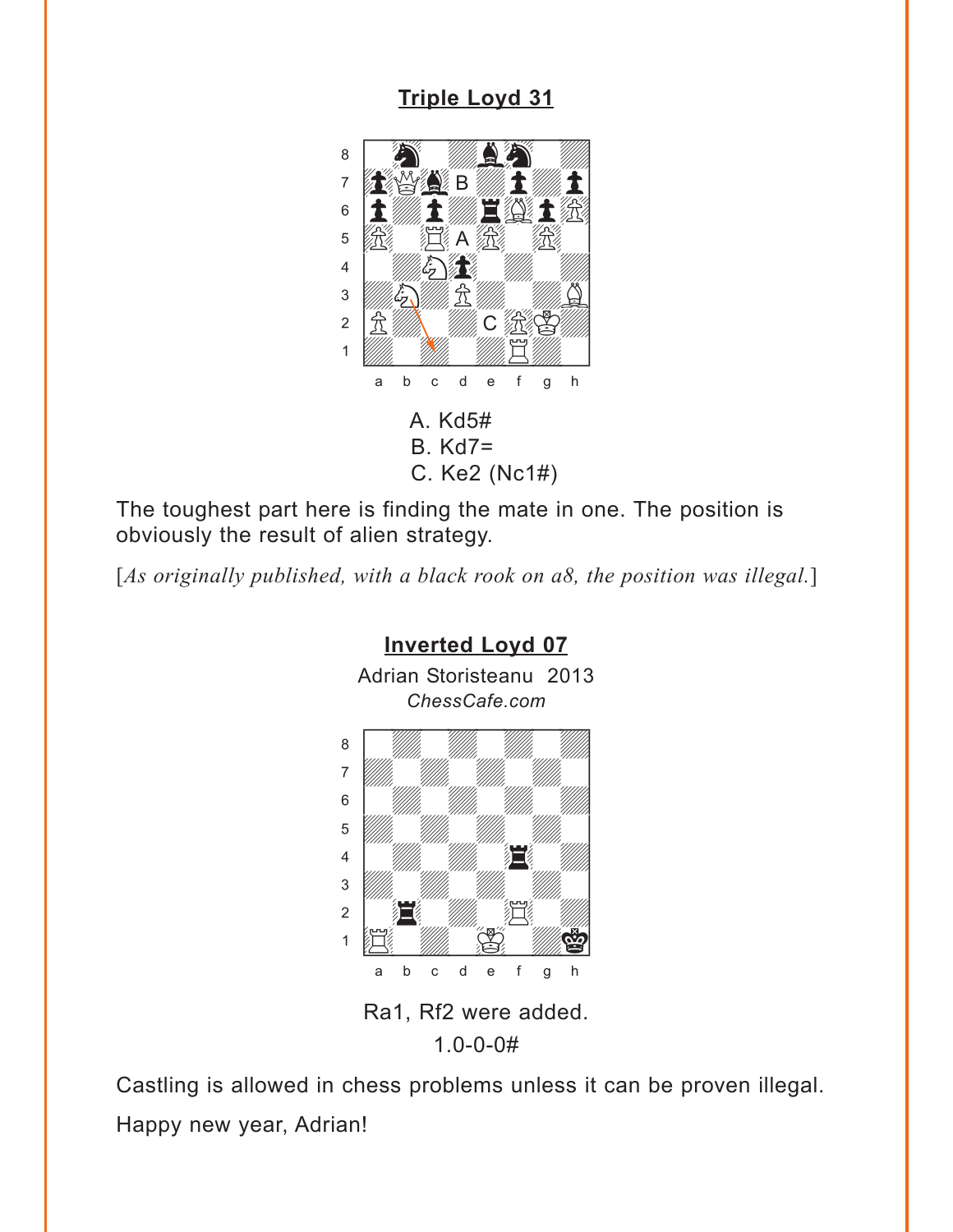## Triple Loyd 31

A. Kd5#
B. Kd7=
C. Ke2 (Nc1#)

The toughest part here is finding the mate in one. The position is obviously the result of alien strategy.

[*As originally published, with a black rook on a8, the position was illegal.*]

## Inverted Loyd 07

Adrian Storisteanu 2013
*ChessCafe.com*

Ra1, Rf2 were added.
1.0-0-0#

Castling is allowed in chess problems unless it can be proven illegal.

Happy new year, Adrian!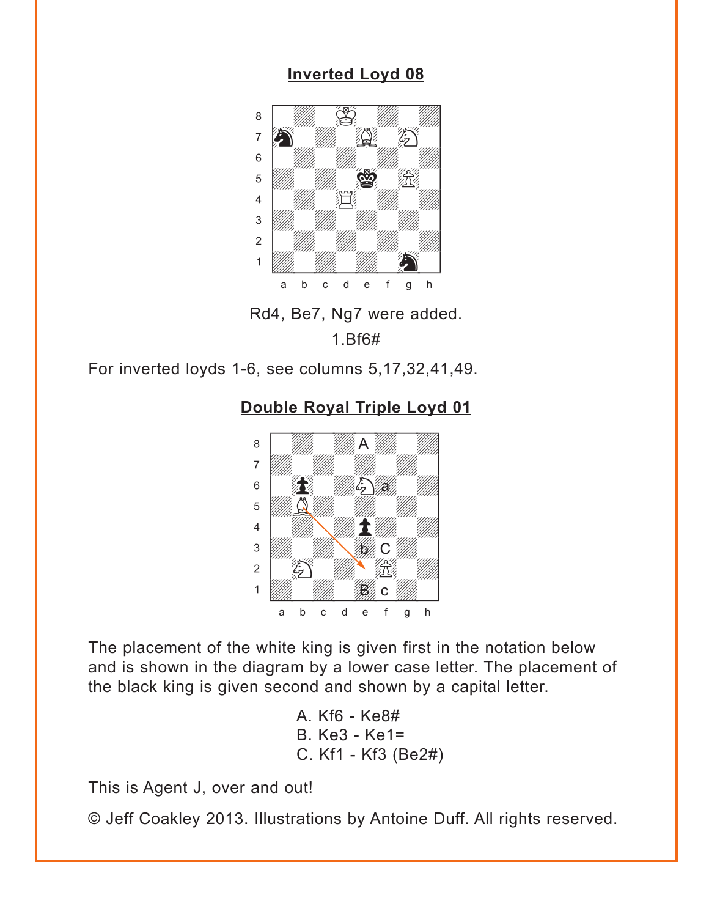**Inverted Loyd 08**

Rd4, Be7, Ng7 were added.

1.Bf6#

For inverted loyds 1-6, see columns 5,17,32,41,49.

**Double Royal Triple Loyd 01**

The placement of the white king is given first in the notation below and is shown in the diagram by a lower case letter. The placement of the black king is given second and shown by a capital letter.

A. Kf6 - Ke8#
B. Ke3 - Ke1=
C. Kf1 - Kf3 (Be2#)

This is Agent J, over and out!

© Jeff Coakley 2013. Illustrations by Antoine Duff. All rights reserved.